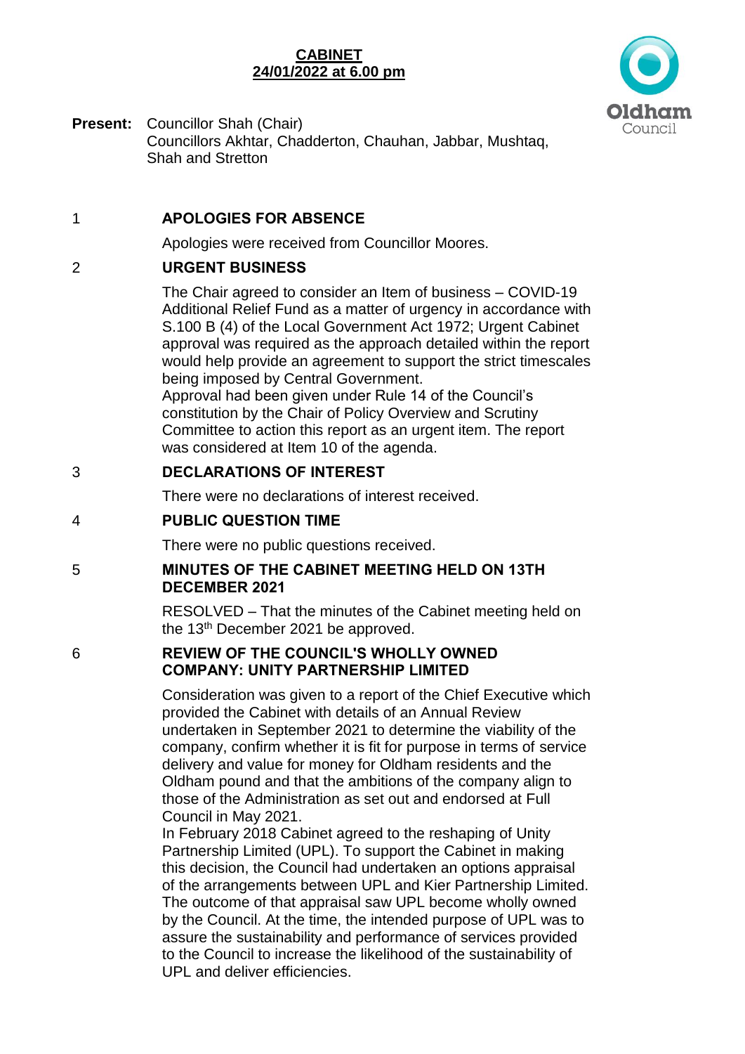# CABINET
## 24/01/2022 at 6.00 pm

**Present:** Councillor Shah (Chair)
Councillors Akhtar, Chadderton, Chauhan, Jabbar, Mushtaq, Shah and Stretton

### 1 APOLOGIES FOR ABSENCE

Apologies were received from Councillor Moores.

### 2 URGENT BUSINESS

The Chair agreed to consider an Item of business – COVID-19 Additional Relief Fund as a matter of urgency in accordance with S.100 B (4) of the Local Government Act 1972; Urgent Cabinet approval was required as the approach detailed within the report would help provide an agreement to support the strict timescales being imposed by Central Government.
Approval had been given under Rule 14 of the Council's constitution by the Chair of Policy Overview and Scrutiny Committee to action this report as an urgent item. The report was considered at Item 10 of the agenda.

### 3 DECLARATIONS OF INTEREST

There were no declarations of interest received.

### 4 PUBLIC QUESTION TIME

There were no public questions received.

### 5 MINUTES OF THE CABINET MEETING HELD ON 13TH DECEMBER 2021

RESOLVED – That the minutes of the Cabinet meeting held on the 13th December 2021 be approved.

### 6 REVIEW OF THE COUNCIL'S WHOLLY OWNED COMPANY: UNITY PARTNERSHIP LIMITED

Consideration was given to a report of the Chief Executive which provided the Cabinet with details of an Annual Review undertaken in September 2021 to determine the viability of the company, confirm whether it is fit for purpose in terms of service delivery and value for money for Oldham residents and the Oldham pound and that the ambitions of the company align to those of the Administration as set out and endorsed at Full Council in May 2021.
In February 2018 Cabinet agreed to the reshaping of Unity Partnership Limited (UPL). To support the Cabinet in making this decision, the Council had undertaken an options appraisal of the arrangements between UPL and Kier Partnership Limited. The outcome of that appraisal saw UPL become wholly owned by the Council. At the time, the intended purpose of UPL was to assure the sustainability and performance of services provided to the Council to increase the likelihood of the sustainability of UPL and deliver efficiencies.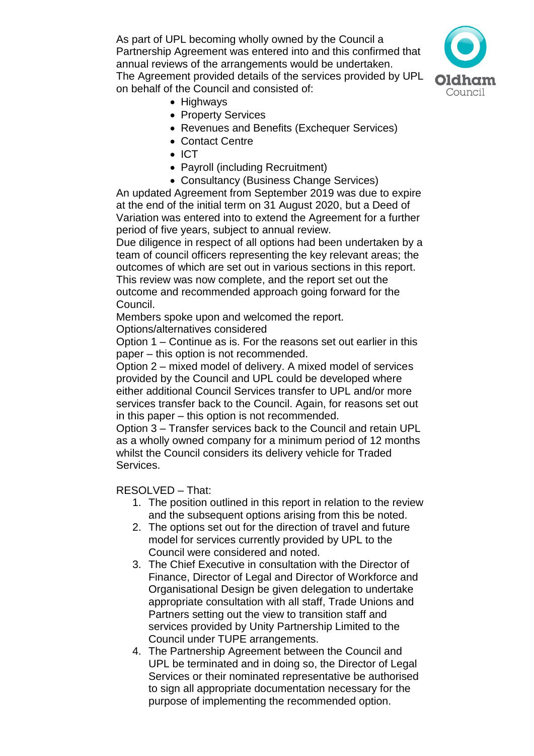As part of UPL becoming wholly owned by the Council a Partnership Agreement was entered into and this confirmed that annual reviews of the arrangements would be undertaken.
The Agreement provided details of the services provided by UPL on behalf of the Council and consisted of:

- Highways
- Property Services
- Revenues and Benefits (Exchequer Services)
- Contact Centre
- ICT
- Payroll (including Recruitment)
- Consultancy (Business Change Services)

An updated Agreement from September 2019 was due to expire at the end of the initial term on 31 August 2020, but a Deed of Variation was entered into to extend the Agreement for a further period of five years, subject to annual review.
Due diligence in respect of all options had been undertaken by a team of council officers representing the key relevant areas; the outcomes of which are set out in various sections in this report.
This review was now complete, and the report set out the outcome and recommended approach going forward for the Council.
Members spoke upon and welcomed the report.
Options/alternatives considered
Option 1 – Continue as is. For the reasons set out earlier in this paper – this option is not recommended.
Option 2 – mixed model of delivery. A mixed model of services provided by the Council and UPL could be developed where either additional Council Services transfer to UPL and/or more services transfer back to the Council. Again, for reasons set out in this paper – this option is not recommended.
Option 3 – Transfer services back to the Council and retain UPL as a wholly owned company for a minimum period of 12 months whilst the Council considers its delivery vehicle for Traded Services.

RESOLVED – That:

1. The position outlined in this report in relation to the review and the subsequent options arising from this be noted.
2. The options set out for the direction of travel and future model for services currently provided by UPL to the Council were considered and noted.
3. The Chief Executive in consultation with the Director of Finance, Director of Legal and Director of Workforce and Organisational Design be given delegation to undertake appropriate consultation with all staff, Trade Unions and Partners setting out the view to transition staff and services provided by Unity Partnership Limited to the Council under TUPE arrangements.
4. The Partnership Agreement between the Council and UPL be terminated and in doing so, the Director of Legal Services or their nominated representative be authorised to sign all appropriate documentation necessary for the purpose of implementing the recommended option.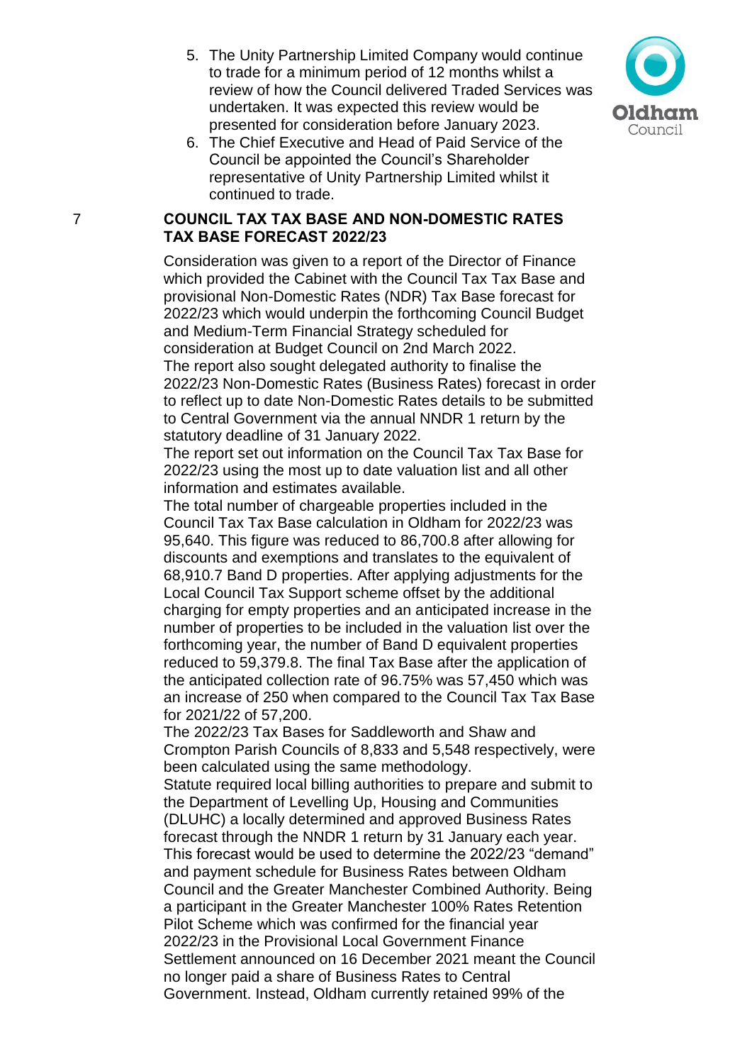5. The Unity Partnership Limited Company would continue to trade for a minimum period of 12 months whilst a review of how the Council delivered Traded Services was undertaken. It was expected this review would be presented for consideration before January 2023.
6. The Chief Executive and Head of Paid Service of the Council be appointed the Council's Shareholder representative of Unity Partnership Limited whilst it continued to trade.

## 7 COUNCIL TAX TAX BASE AND NON-DOMESTIC RATES TAX BASE FORECAST 2022/23

Consideration was given to a report of the Director of Finance which provided the Cabinet with the Council Tax Tax Base and provisional Non-Domestic Rates (NDR) Tax Base forecast for 2022/23 which would underpin the forthcoming Council Budget and Medium-Term Financial Strategy scheduled for consideration at Budget Council on 2nd March 2022.

The report also sought delegated authority to finalise the 2022/23 Non-Domestic Rates (Business Rates) forecast in order to reflect up to date Non-Domestic Rates details to be submitted to Central Government via the annual NNDR 1 return by the statutory deadline of 31 January 2022.

The report set out information on the Council Tax Tax Base for 2022/23 using the most up to date valuation list and all other information and estimates available.

The total number of chargeable properties included in the Council Tax Tax Base calculation in Oldham for 2022/23 was 95,640. This figure was reduced to 86,700.8 after allowing for discounts and exemptions and translates to the equivalent of 68,910.7 Band D properties. After applying adjustments for the Local Council Tax Support scheme offset by the additional charging for empty properties and an anticipated increase in the number of properties to be included in the valuation list over the forthcoming year, the number of Band D equivalent properties reduced to 59,379.8. The final Tax Base after the application of the anticipated collection rate of 96.75% was 57,450 which was an increase of 250 when compared to the Council Tax Tax Base for 2021/22 of 57,200.

The 2022/23 Tax Bases for Saddleworth and Shaw and Crompton Parish Councils of 8,833 and 5,548 respectively, were been calculated using the same methodology.

Statute required local billing authorities to prepare and submit to the Department of Levelling Up, Housing and Communities (DLUHC) a locally determined and approved Business Rates forecast through the NNDR 1 return by 31 January each year. This forecast would be used to determine the 2022/23 "demand" and payment schedule for Business Rates between Oldham Council and the Greater Manchester Combined Authority. Being a participant in the Greater Manchester 100% Rates Retention Pilot Scheme which was confirmed for the financial year 2022/23 in the Provisional Local Government Finance Settlement announced on 16 December 2021 meant the Council no longer paid a share of Business Rates to Central Government. Instead, Oldham currently retained 99% of the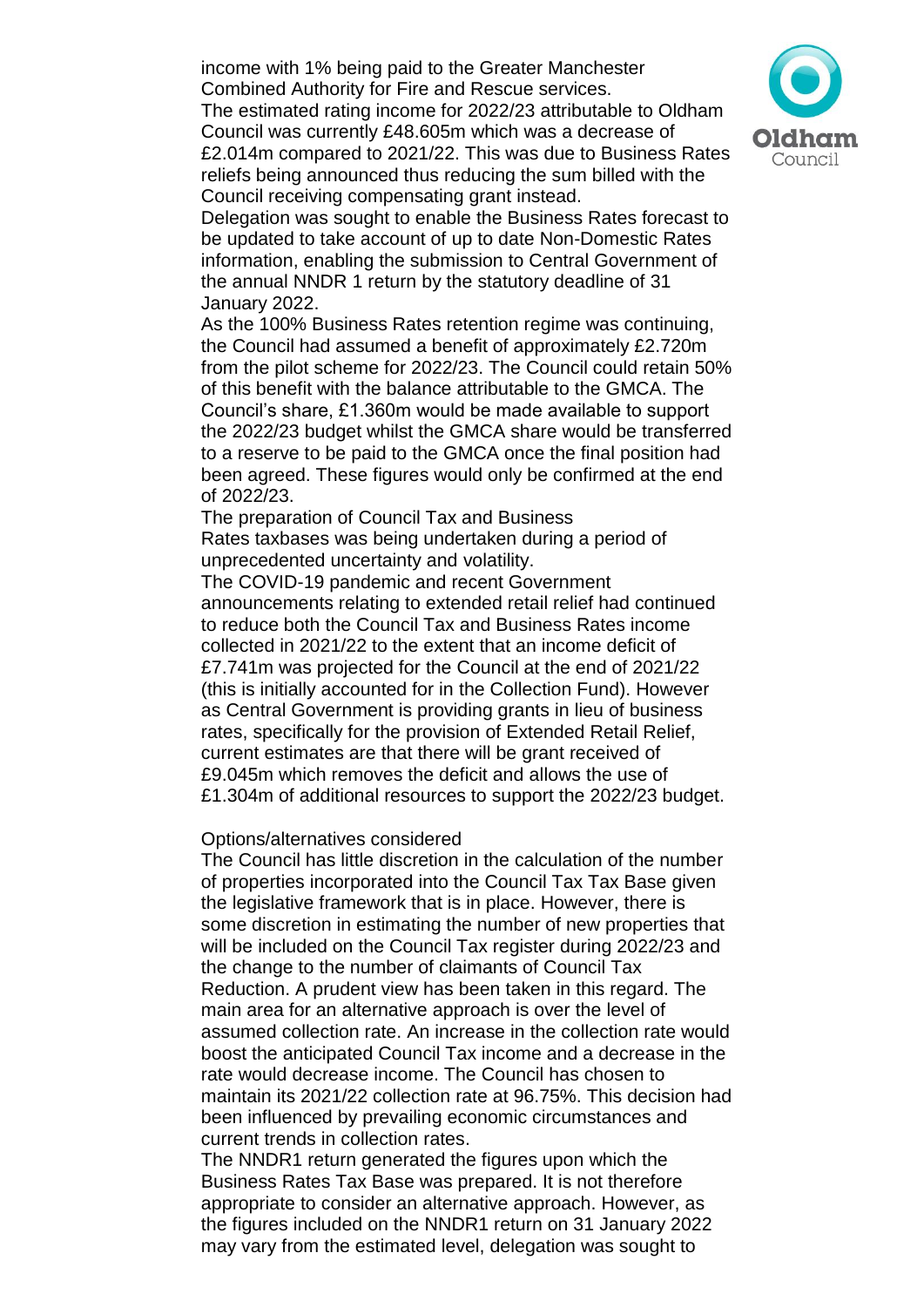income with 1% being paid to the Greater Manchester Combined Authority for Fire and Rescue services.

The estimated rating income for 2022/23 attributable to Oldham Council was currently £48.605m which was a decrease of £2.014m compared to 2021/22. This was due to Business Rates reliefs being announced thus reducing the sum billed with the Council receiving compensating grant instead.

Delegation was sought to enable the Business Rates forecast to be updated to take account of up to date Non-Domestic Rates information, enabling the submission to Central Government of the annual NNDR 1 return by the statutory deadline of 31 January 2022.

As the 100% Business Rates retention regime was continuing, the Council had assumed a benefit of approximately £2.720m from the pilot scheme for 2022/23. The Council could retain 50% of this benefit with the balance attributable to the GMCA. The Council's share, £1.360m would be made available to support the 2022/23 budget whilst the GMCA share would be transferred to a reserve to be paid to the GMCA once the final position had been agreed. These figures would only be confirmed at the end of 2022/23.

The preparation of Council Tax and Business Rates taxbases was being undertaken during a period of unprecedented uncertainty and volatility.

The COVID-19 pandemic and recent Government announcements relating to extended retail relief had continued to reduce both the Council Tax and Business Rates income collected in 2021/22 to the extent that an income deficit of £7.741m was projected for the Council at the end of 2021/22 (this is initially accounted for in the Collection Fund). However as Central Government is providing grants in lieu of business rates, specifically for the provision of Extended Retail Relief, current estimates are that there will be grant received of £9.045m which removes the deficit and allows the use of £1.304m of additional resources to support the 2022/23 budget.

Options/alternatives considered

The Council has little discretion in the calculation of the number of properties incorporated into the Council Tax Tax Base given the legislative framework that is in place. However, there is some discretion in estimating the number of new properties that will be included on the Council Tax register during 2022/23 and the change to the number of claimants of Council Tax Reduction. A prudent view has been taken in this regard. The main area for an alternative approach is over the level of assumed collection rate. An increase in the collection rate would boost the anticipated Council Tax income and a decrease in the rate would decrease income. The Council has chosen to maintain its 2021/22 collection rate at 96.75%. This decision had been influenced by prevailing economic circumstances and current trends in collection rates.

The NNDR1 return generated the figures upon which the Business Rates Tax Base was prepared. It is not therefore appropriate to consider an alternative approach. However, as the figures included on the NNDR1 return on 31 January 2022 may vary from the estimated level, delegation was sought to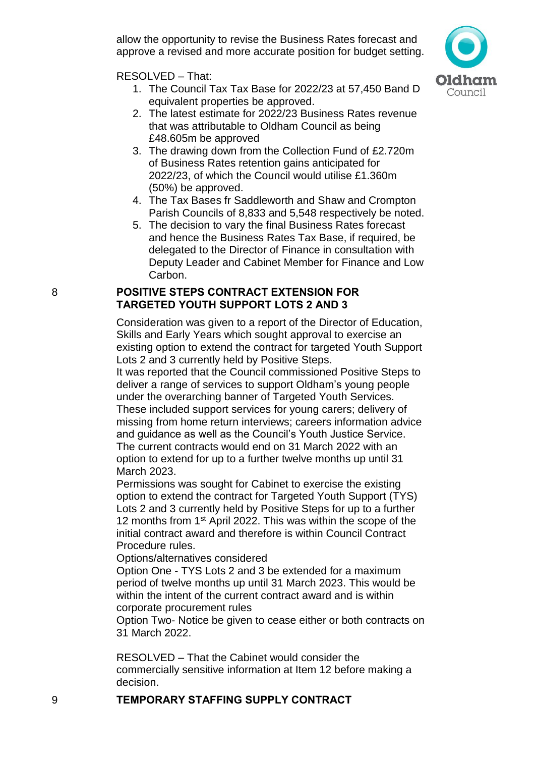allow the opportunity to revise the Business Rates forecast and approve a revised and more accurate position for budget setting.

RESOLVED – That:

1. The Council Tax Tax Base for 2022/23 at 57,450 Band D equivalent properties be approved.
2. The latest estimate for 2022/23 Business Rates revenue that was attributable to Oldham Council as being £48.605m be approved
3. The drawing down from the Collection Fund of £2.720m of Business Rates retention gains anticipated for 2022/23, of which the Council would utilise £1.360m (50%) be approved.
4. The Tax Bases fr Saddleworth and Shaw and Crompton Parish Councils of 8,833 and 5,548 respectively be noted.
5. The decision to vary the final Business Rates forecast and hence the Business Rates Tax Base, if required, be delegated to the Director of Finance in consultation with Deputy Leader and Cabinet Member for Finance and Low Carbon.

## 8 POSITIVE STEPS CONTRACT EXTENSION FOR TARGETED YOUTH SUPPORT LOTS 2 AND 3

Consideration was given to a report of the Director of Education, Skills and Early Years which sought approval to exercise an existing option to extend the contract for targeted Youth Support Lots 2 and 3 currently held by Positive Steps.

It was reported that the Council commissioned Positive Steps to deliver a range of services to support Oldham's young people under the overarching banner of Targeted Youth Services. These included support services for young carers; delivery of missing from home return interviews; careers information advice and guidance as well as the Council's Youth Justice Service. The current contracts would end on 31 March 2022 with an option to extend for up to a further twelve months up until 31 March 2023.

Permissions was sought for Cabinet to exercise the existing option to extend the contract for Targeted Youth Support (TYS) Lots 2 and 3 currently held by Positive Steps for up to a further 12 months from 1st April 2022. This was within the scope of the initial contract award and therefore is within Council Contract Procedure rules.

Options/alternatives considered

Option One - TYS Lots 2 and 3 be extended for a maximum period of twelve months up until 31 March 2023. This would be within the intent of the current contract award and is within corporate procurement rules

Option Two- Notice be given to cease either or both contracts on 31 March 2022.

RESOLVED – That the Cabinet would consider the commercially sensitive information at Item 12 before making a decision.

## 9 TEMPORARY STAFFING SUPPLY CONTRACT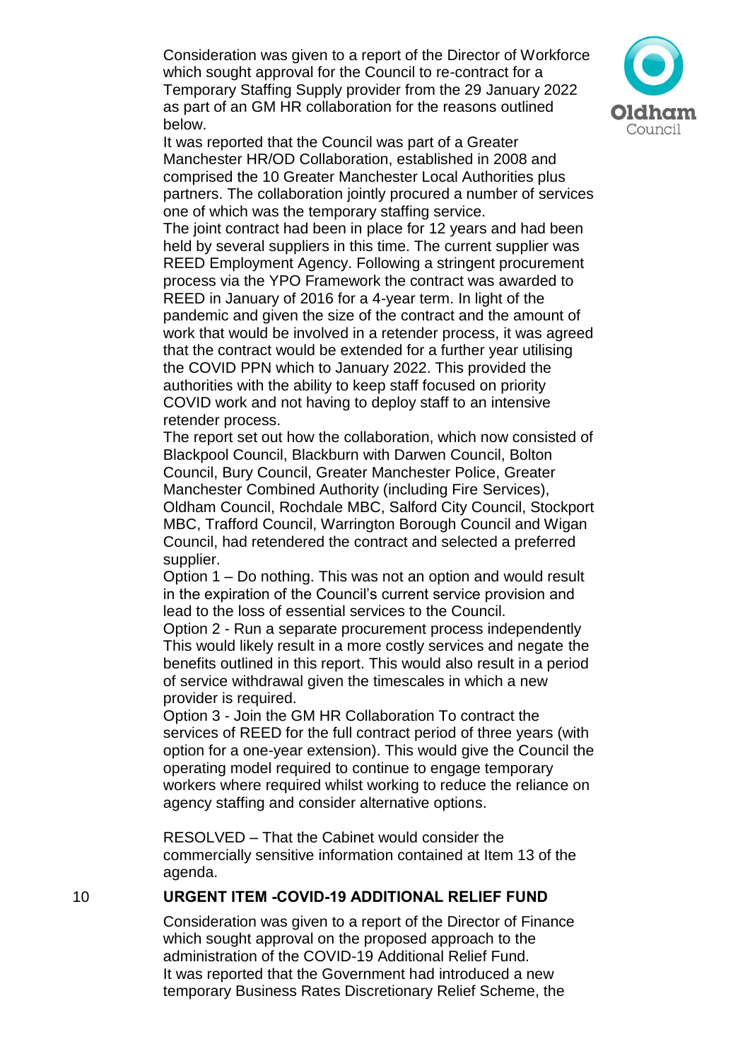Consideration was given to a report of the Director of Workforce which sought approval for the Council to re-contract for a Temporary Staffing Supply provider from the 29 January 2022 as part of an GM HR collaboration for the reasons outlined below.

It was reported that the Council was part of a Greater Manchester HR/OD Collaboration, established in 2008 and comprised the 10 Greater Manchester Local Authorities plus partners. The collaboration jointly procured a number of services one of which was the temporary staffing service.

The joint contract had been in place for 12 years and had been held by several suppliers in this time. The current supplier was REED Employment Agency. Following a stringent procurement process via the YPO Framework the contract was awarded to REED in January of 2016 for a 4-year term. In light of the pandemic and given the size of the contract and the amount of work that would be involved in a retender process, it was agreed that the contract would be extended for a further year utilising the COVID PPN which to January 2022. This provided the authorities with the ability to keep staff focused on priority COVID work and not having to deploy staff to an intensive retender process.

The report set out how the collaboration, which now consisted of Blackpool Council, Blackburn with Darwen Council, Bolton Council, Bury Council, Greater Manchester Police, Greater Manchester Combined Authority (including Fire Services), Oldham Council, Rochdale MBC, Salford City Council, Stockport MBC, Trafford Council, Warrington Borough Council and Wigan Council, had retendered the contract and selected a preferred supplier.

Option 1 – Do nothing. This was not an option and would result in the expiration of the Council's current service provision and lead to the loss of essential services to the Council.

Option 2 - Run a separate procurement process independently This would likely result in a more costly services and negate the benefits outlined in this report. This would also result in a period of service withdrawal given the timescales in which a new provider is required.

Option 3 - Join the GM HR Collaboration To contract the services of REED for the full contract period of three years (with option for a one-year extension). This would give the Council the operating model required to continue to engage temporary workers where required whilst working to reduce the reliance on agency staffing and consider alternative options.

RESOLVED – That the Cabinet would consider the commercially sensitive information contained at Item 13 of the agenda.

## 10 URGENT ITEM -COVID-19 ADDITIONAL RELIEF FUND

Consideration was given to a report of the Director of Finance which sought approval on the proposed approach to the administration of the COVID-19 Additional Relief Fund.

It was reported that the Government had introduced a new temporary Business Rates Discretionary Relief Scheme, the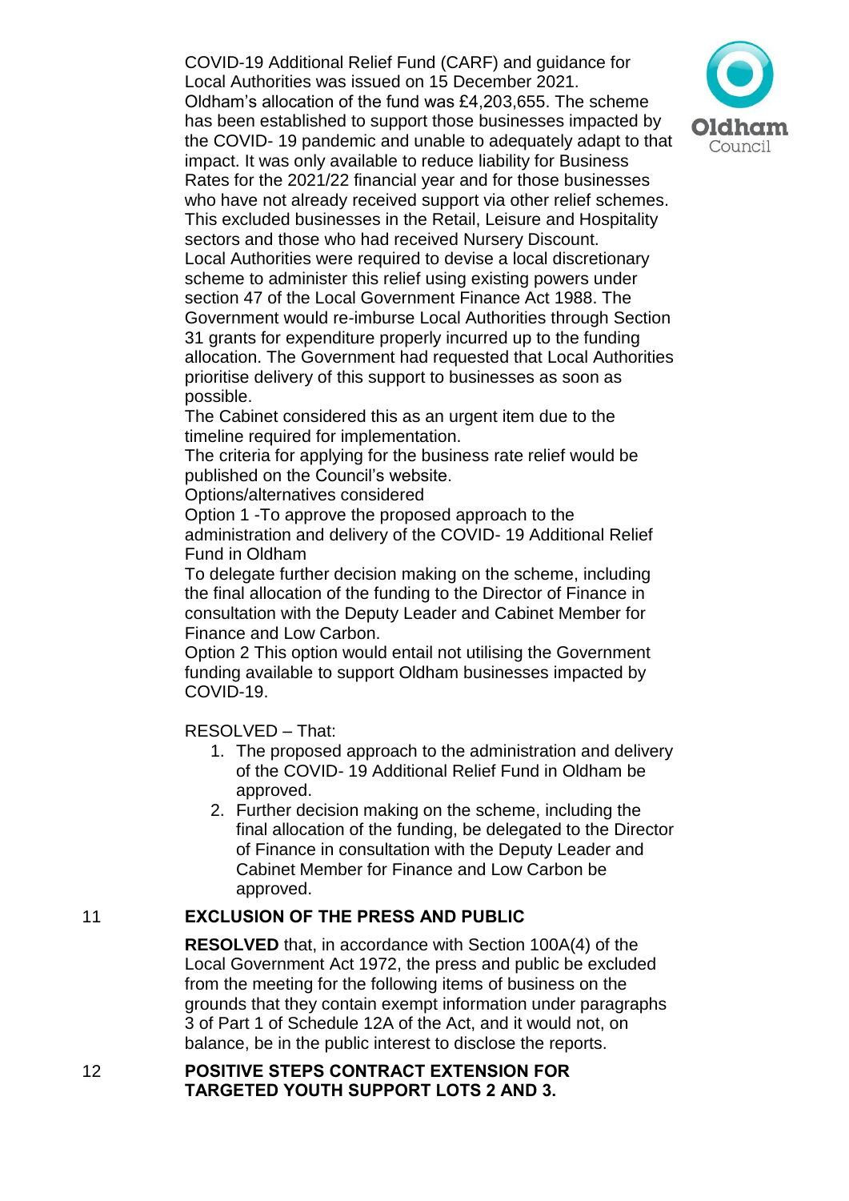COVID-19 Additional Relief Fund (CARF) and guidance for Local Authorities was issued on 15 December 2021. Oldham's allocation of the fund was £4,203,655. The scheme has been established to support those businesses impacted by the COVID- 19 pandemic and unable to adequately adapt to that impact. It was only available to reduce liability for Business Rates for the 2021/22 financial year and for those businesses who have not already received support via other relief schemes. This excluded businesses in the Retail, Leisure and Hospitality sectors and those who had received Nursery Discount.

Local Authorities were required to devise a local discretionary scheme to administer this relief using existing powers under section 47 of the Local Government Finance Act 1988. The Government would re-imburse Local Authorities through Section 31 grants for expenditure properly incurred up to the funding allocation. The Government had requested that Local Authorities prioritise delivery of this support to businesses as soon as possible.

The Cabinet considered this as an urgent item due to the timeline required for implementation.

The criteria for applying for the business rate relief would be published on the Council's website.

Options/alternatives considered

Option 1 -To approve the proposed approach to the administration and delivery of the COVID- 19 Additional Relief Fund in Oldham

To delegate further decision making on the scheme, including the final allocation of the funding to the Director of Finance in consultation with the Deputy Leader and Cabinet Member for Finance and Low Carbon.

Option 2 This option would entail not utilising the Government funding available to support Oldham businesses impacted by COVID-19.

RESOLVED – That:

1. The proposed approach to the administration and delivery of the COVID- 19 Additional Relief Fund in Oldham be approved.
2. Further decision making on the scheme, including the final allocation of the funding, be delegated to the Director of Finance in consultation with the Deputy Leader and Cabinet Member for Finance and Low Carbon be approved.

## 11 EXCLUSION OF THE PRESS AND PUBLIC

**RESOLVED** that, in accordance with Section 100A(4) of the Local Government Act 1972, the press and public be excluded from the meeting for the following items of business on the grounds that they contain exempt information under paragraphs 3 of Part 1 of Schedule 12A of the Act, and it would not, on balance, be in the public interest to disclose the reports.

## 12 POSITIVE STEPS CONTRACT EXTENSION FOR TARGETED YOUTH SUPPORT LOTS 2 AND 3.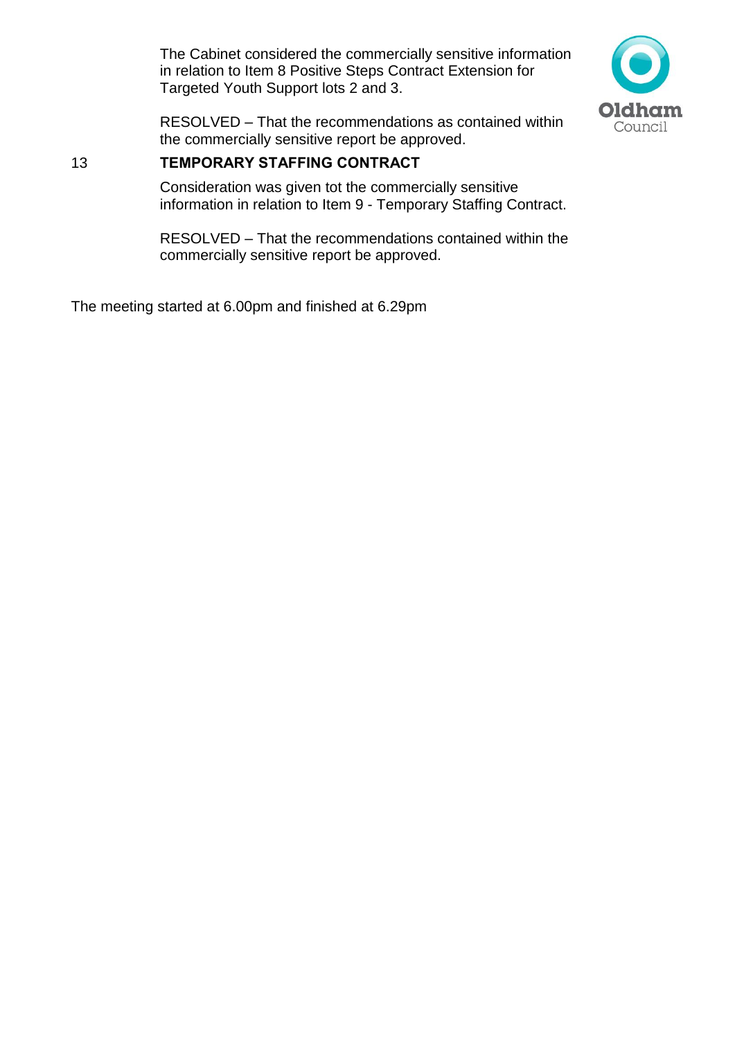The Cabinet considered the commercially sensitive information in relation to Item 8 Positive Steps Contract Extension for Targeted Youth Support lots 2 and 3.

RESOLVED – That the recommendations as contained within the commercially sensitive report be approved.

## 13 TEMPORARY STAFFING CONTRACT

Consideration was given tot the commercially sensitive information in relation to Item 9 - Temporary Staffing Contract.

RESOLVED – That the recommendations contained within the commercially sensitive report be approved.

The meeting started at 6.00pm and finished at 6.29pm